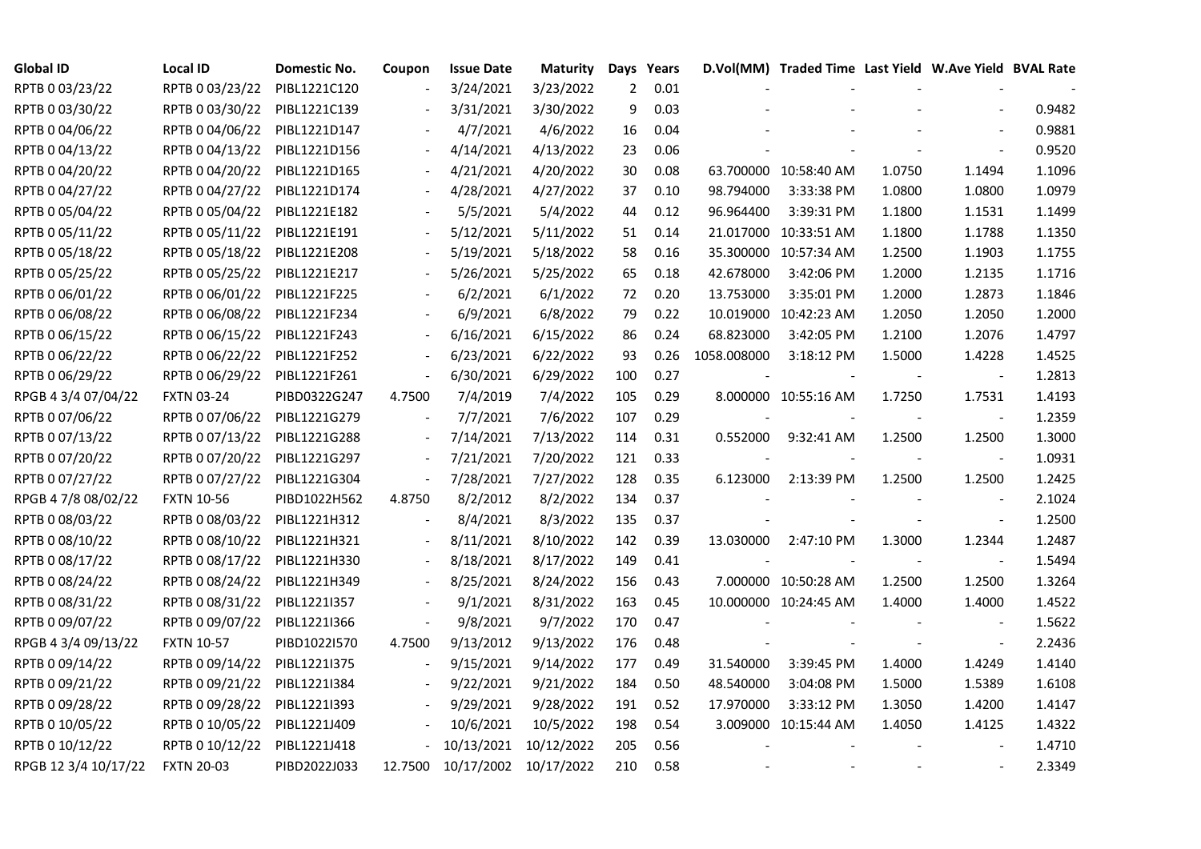| Global ID | Local ID | Domestic No. | Coupon | Issue Date | Maturity | Days | Years | D.Vol(MM) | Traded Time | Last Yield | W.Ave Yield | BVAL Rate |
|---|---|---|---|---|---|---|---|---|---|---|---|---|
| RPTB 0 03/23/22 | RPTB 0 03/23/22 | PIBL1221C120 | - | 3/24/2021 | 3/23/2022 | 2 | 0.01 | - | - | - | - | - |
| RPTB 0 03/30/22 | RPTB 0 03/30/22 | PIBL1221C139 | - | 3/31/2021 | 3/30/2022 | 9 | 0.03 | - | - | - | - | 0.9482 |
| RPTB 0 04/06/22 | RPTB 0 04/06/22 | PIBL1221D147 | - | 4/7/2021 | 4/6/2022 | 16 | 0.04 | - | - | - | - | 0.9881 |
| RPTB 0 04/13/22 | RPTB 0 04/13/22 | PIBL1221D156 | - | 4/14/2021 | 4/13/2022 | 23 | 0.06 | - | - | - | - | 0.9520 |
| RPTB 0 04/20/22 | RPTB 0 04/20/22 | PIBL1221D165 | - | 4/21/2021 | 4/20/2022 | 30 | 0.08 | 63.700000 | 10:58:40 AM | 1.0750 | 1.1494 | 1.1096 |
| RPTB 0 04/27/22 | RPTB 0 04/27/22 | PIBL1221D174 | - | 4/28/2021 | 4/27/2022 | 37 | 0.10 | 98.794000 | 3:33:38 PM | 1.0800 | 1.0800 | 1.0979 |
| RPTB 0 05/04/22 | RPTB 0 05/04/22 | PIBL1221E182 | - | 5/5/2021 | 5/4/2022 | 44 | 0.12 | 96.964400 | 3:39:31 PM | 1.1800 | 1.1531 | 1.1499 |
| RPTB 0 05/11/22 | RPTB 0 05/11/22 | PIBL1221E191 | - | 5/12/2021 | 5/11/2022 | 51 | 0.14 | 21.017000 | 10:33:51 AM | 1.1800 | 1.1788 | 1.1350 |
| RPTB 0 05/18/22 | RPTB 0 05/18/22 | PIBL1221E208 | - | 5/19/2021 | 5/18/2022 | 58 | 0.16 | 35.300000 | 10:57:34 AM | 1.2500 | 1.1903 | 1.1755 |
| RPTB 0 05/25/22 | RPTB 0 05/25/22 | PIBL1221E217 | - | 5/26/2021 | 5/25/2022 | 65 | 0.18 | 42.678000 | 3:42:06 PM | 1.2000 | 1.2135 | 1.1716 |
| RPTB 0 06/01/22 | RPTB 0 06/01/22 | PIBL1221F225 | - | 6/2/2021 | 6/1/2022 | 72 | 0.20 | 13.753000 | 3:35:01 PM | 1.2000 | 1.2873 | 1.1846 |
| RPTB 0 06/08/22 | RPTB 0 06/08/22 | PIBL1221F234 | - | 6/9/2021 | 6/8/2022 | 79 | 0.22 | 10.019000 | 10:42:23 AM | 1.2050 | 1.2050 | 1.2000 |
| RPTB 0 06/15/22 | RPTB 0 06/15/22 | PIBL1221F243 | - | 6/16/2021 | 6/15/2022 | 86 | 0.24 | 68.823000 | 3:42:05 PM | 1.2100 | 1.2076 | 1.4797 |
| RPTB 0 06/22/22 | RPTB 0 06/22/22 | PIBL1221F252 | - | 6/23/2021 | 6/22/2022 | 93 | 0.26 | 1058.008000 | 3:18:12 PM | 1.5000 | 1.4228 | 1.4525 |
| RPTB 0 06/29/22 | RPTB 0 06/29/22 | PIBL1221F261 | - | 6/30/2021 | 6/29/2022 | 100 | 0.27 | - | - | - | - | 1.2813 |
| RPGB 4 3/4 07/04/22 | FXTN 03-24 | PIBD0322G247 | 4.7500 | 7/4/2019 | 7/4/2022 | 105 | 0.29 | 8.000000 | 10:55:16 AM | 1.7250 | 1.7531 | 1.4193 |
| RPTB 0 07/06/22 | RPTB 0 07/06/22 | PIBL1221G279 | - | 7/7/2021 | 7/6/2022 | 107 | 0.29 | - | - | - | - | 1.2359 |
| RPTB 0 07/13/22 | RPTB 0 07/13/22 | PIBL1221G288 | - | 7/14/2021 | 7/13/2022 | 114 | 0.31 | 0.552000 | 9:32:41 AM | 1.2500 | 1.2500 | 1.3000 |
| RPTB 0 07/20/22 | RPTB 0 07/20/22 | PIBL1221G297 | - | 7/21/2021 | 7/20/2022 | 121 | 0.33 | - | - | - | - | 1.0931 |
| RPTB 0 07/27/22 | RPTB 0 07/27/22 | PIBL1221G304 | - | 7/28/2021 | 7/27/2022 | 128 | 0.35 | 6.123000 | 2:13:39 PM | 1.2500 | 1.2500 | 1.2425 |
| RPGB 4 7/8 08/02/22 | FXTN 10-56 | PIBD1022H562 | 4.8750 | 8/2/2012 | 8/2/2022 | 134 | 0.37 | - | - | - | - | 2.1024 |
| RPTB 0 08/03/22 | RPTB 0 08/03/22 | PIBL1221H312 | - | 8/4/2021 | 8/3/2022 | 135 | 0.37 | - | - | - | - | 1.2500 |
| RPTB 0 08/10/22 | RPTB 0 08/10/22 | PIBL1221H321 | - | 8/11/2021 | 8/10/2022 | 142 | 0.39 | 13.030000 | 2:47:10 PM | 1.3000 | 1.2344 | 1.2487 |
| RPTB 0 08/17/22 | RPTB 0 08/17/22 | PIBL1221H330 | - | 8/18/2021 | 8/17/2022 | 149 | 0.41 | - | - | - | - | 1.5494 |
| RPTB 0 08/24/22 | RPTB 0 08/24/22 | PIBL1221H349 | - | 8/25/2021 | 8/24/2022 | 156 | 0.43 | 7.000000 | 10:50:28 AM | 1.2500 | 1.2500 | 1.3264 |
| RPTB 0 08/31/22 | RPTB 0 08/31/22 | PIBL1221I357 | - | 9/1/2021 | 8/31/2022 | 163 | 0.45 | 10.000000 | 10:24:45 AM | 1.4000 | 1.4000 | 1.4522 |
| RPTB 0 09/07/22 | RPTB 0 09/07/22 | PIBL1221I366 | - | 9/8/2021 | 9/7/2022 | 170 | 0.47 | - | - | - | - | 1.5622 |
| RPGB 4 3/4 09/13/22 | FXTN 10-57 | PIBD1022I570 | 4.7500 | 9/13/2012 | 9/13/2022 | 176 | 0.48 | - | - | - | - | 2.2436 |
| RPTB 0 09/14/22 | RPTB 0 09/14/22 | PIBL1221I375 | - | 9/15/2021 | 9/14/2022 | 177 | 0.49 | 31.540000 | 3:39:45 PM | 1.4000 | 1.4249 | 1.4140 |
| RPTB 0 09/21/22 | RPTB 0 09/21/22 | PIBL1221I384 | - | 9/22/2021 | 9/21/2022 | 184 | 0.50 | 48.540000 | 3:04:08 PM | 1.5000 | 1.5389 | 1.6108 |
| RPTB 0 09/28/22 | RPTB 0 09/28/22 | PIBL1221I393 | - | 9/29/2021 | 9/28/2022 | 191 | 0.52 | 17.970000 | 3:33:12 PM | 1.3050 | 1.4200 | 1.4147 |
| RPTB 0 10/05/22 | RPTB 0 10/05/22 | PIBL1221J409 | - | 10/6/2021 | 10/5/2022 | 198 | 0.54 | 3.009000 | 10:15:44 AM | 1.4050 | 1.4125 | 1.4322 |
| RPTB 0 10/12/22 | RPTB 0 10/12/22 | PIBL1221J418 | - | 10/13/2021 | 10/12/2022 | 205 | 0.56 | - | - | - | - | 1.4710 |
| RPGB 12 3/4 10/17/22 | FXTN 20-03 | PIBD2022J033 | 12.7500 | 10/17/2002 | 10/17/2022 | 210 | 0.58 | - | - | - | - | 2.3349 |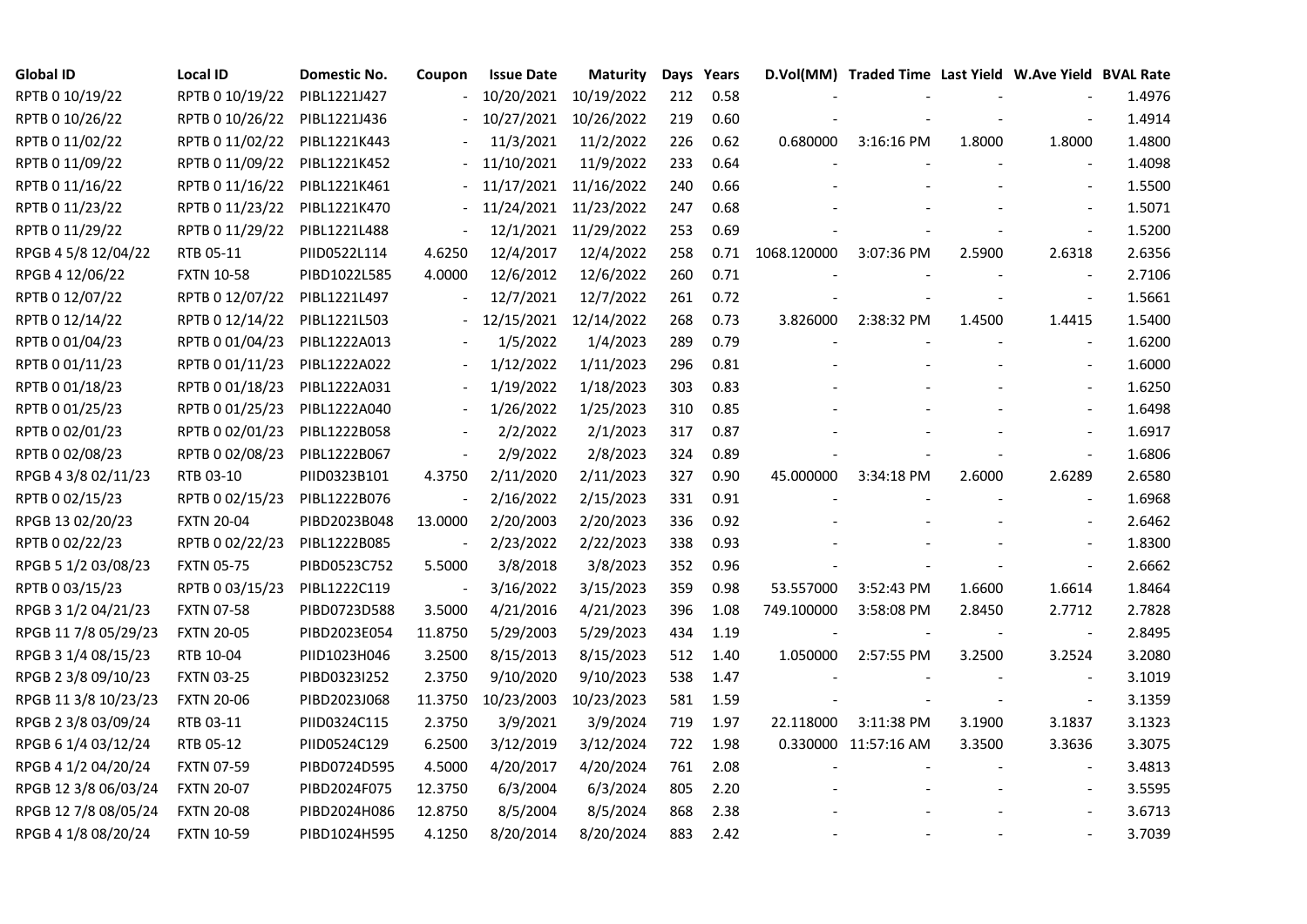| Global ID | Local ID | Domestic No. | Coupon | Issue Date | Maturity | Days | Years | D.Vol(MM) | Traded Time | Last Yield | W.Ave Yield | BVAL Rate |
|---|---|---|---|---|---|---|---|---|---|---|---|---|
| RPTB 0 10/19/22 | RPTB 0 10/19/22 | PIBL1221J427 | - | 10/20/2021 | 10/19/2022 | 212 | 0.58 | - | - | - | - | 1.4976 |
| RPTB 0 10/26/22 | RPTB 0 10/26/22 | PIBL1221J436 | - | 10/27/2021 | 10/26/2022 | 219 | 0.60 | - | - | - | - | 1.4914 |
| RPTB 0 11/02/22 | RPTB 0 11/02/22 | PIBL1221K443 | - | 11/3/2021 | 11/2/2022 | 226 | 0.62 | 0.680000 | 3:16:16 PM | 1.8000 | 1.8000 | 1.4800 |
| RPTB 0 11/09/22 | RPTB 0 11/09/22 | PIBL1221K452 | - | 11/10/2021 | 11/9/2022 | 233 | 0.64 | - | - | - | - | 1.4098 |
| RPTB 0 11/16/22 | RPTB 0 11/16/22 | PIBL1221K461 | - | 11/17/2021 | 11/16/2022 | 240 | 0.66 | - | - | - | - | 1.5500 |
| RPTB 0 11/23/22 | RPTB 0 11/23/22 | PIBL1221K470 | - | 11/24/2021 | 11/23/2022 | 247 | 0.68 | - | - | - | - | 1.5071 |
| RPTB 0 11/29/22 | RPTB 0 11/29/22 | PIBL1221L488 | - | 12/1/2021 | 11/29/2022 | 253 | 0.69 | - | - | - | - | 1.5200 |
| RPGB 4 5/8 12/04/22 | RTB 05-11 | PIID0522L114 | 4.6250 | 12/4/2017 | 12/4/2022 | 258 | 0.71 | 1068.120000 | 3:07:36 PM | 2.5900 | 2.6318 | 2.6356 |
| RPGB 4 12/06/22 | FXTN 10-58 | PIBD1022L585 | 4.0000 | 12/6/2012 | 12/6/2022 | 260 | 0.71 | - | - | - | - | 2.7106 |
| RPTB 0 12/07/22 | RPTB 0 12/07/22 | PIBL1221L497 | - | 12/7/2021 | 12/7/2022 | 261 | 0.72 | - | - | - | - | 1.5661 |
| RPTB 0 12/14/22 | RPTB 0 12/14/22 | PIBL1221L503 | - | 12/15/2021 | 12/14/2022 | 268 | 0.73 | 3.826000 | 2:38:32 PM | 1.4500 | 1.4415 | 1.5400 |
| RPTB 0 01/04/23 | RPTB 0 01/04/23 | PIBL1222A013 | - | 1/5/2022 | 1/4/2023 | 289 | 0.79 | - | - | - | - | 1.6200 |
| RPTB 0 01/11/23 | RPTB 0 01/11/23 | PIBL1222A022 | - | 1/12/2022 | 1/11/2023 | 296 | 0.81 | - | - | - | - | 1.6000 |
| RPTB 0 01/18/23 | RPTB 0 01/18/23 | PIBL1222A031 | - | 1/19/2022 | 1/18/2023 | 303 | 0.83 | - | - | - | - | 1.6250 |
| RPTB 0 01/25/23 | RPTB 0 01/25/23 | PIBL1222A040 | - | 1/26/2022 | 1/25/2023 | 310 | 0.85 | - | - | - | - | 1.6498 |
| RPTB 0 02/01/23 | RPTB 0 02/01/23 | PIBL1222B058 | - | 2/2/2022 | 2/1/2023 | 317 | 0.87 | - | - | - | - | 1.6917 |
| RPTB 0 02/08/23 | RPTB 0 02/08/23 | PIBL1222B067 | - | 2/9/2022 | 2/8/2023 | 324 | 0.89 | - | - | - | - | 1.6806 |
| RPGB 4 3/8 02/11/23 | RTB 03-10 | PIID0323B101 | 4.3750 | 2/11/2020 | 2/11/2023 | 327 | 0.90 | 45.000000 | 3:34:18 PM | 2.6000 | 2.6289 | 2.6580 |
| RPTB 0 02/15/23 | RPTB 0 02/15/23 | PIBL1222B076 | - | 2/16/2022 | 2/15/2023 | 331 | 0.91 | - | - | - | - | 1.6968 |
| RPGB 13 02/20/23 | FXTN 20-04 | PIBD2023B048 | 13.0000 | 2/20/2003 | 2/20/2023 | 336 | 0.92 | - | - | - | - | 2.6462 |
| RPTB 0 02/22/23 | RPTB 0 02/22/23 | PIBL1222B085 | - | 2/23/2022 | 2/22/2023 | 338 | 0.93 | - | - | - | - | 1.8300 |
| RPGB 5 1/2 03/08/23 | FXTN 05-75 | PIBD0523C752 | 5.5000 | 3/8/2018 | 3/8/2023 | 352 | 0.96 | - | - | - | - | 2.6662 |
| RPTB 0 03/15/23 | RPTB 0 03/15/23 | PIBL1222C119 | - | 3/16/2022 | 3/15/2023 | 359 | 0.98 | 53.557000 | 3:52:43 PM | 1.6600 | 1.6614 | 1.8464 |
| RPGB 3 1/2 04/21/23 | FXTN 07-58 | PIBD0723D588 | 3.5000 | 4/21/2016 | 4/21/2023 | 396 | 1.08 | 749.100000 | 3:58:08 PM | 2.8450 | 2.7712 | 2.7828 |
| RPGB 11 7/8 05/29/23 | FXTN 20-05 | PIBD2023E054 | 11.8750 | 5/29/2003 | 5/29/2023 | 434 | 1.19 | - | - | - | - | 2.8495 |
| RPGB 3 1/4 08/15/23 | RTB 10-04 | PIID1023H046 | 3.2500 | 8/15/2013 | 8/15/2023 | 512 | 1.40 | 1.050000 | 2:57:55 PM | 3.2500 | 3.2524 | 3.2080 |
| RPGB 2 3/8 09/10/23 | FXTN 03-25 | PIBD0323I252 | 2.3750 | 9/10/2020 | 9/10/2023 | 538 | 1.47 | - | - | - | - | 3.1019 |
| RPGB 11 3/8 10/23/23 | FXTN 20-06 | PIBD2023J068 | 11.3750 | 10/23/2003 | 10/23/2023 | 581 | 1.59 | - | - | - | - | 3.1359 |
| RPGB 2 3/8 03/09/24 | RTB 03-11 | PIID0324C115 | 2.3750 | 3/9/2021 | 3/9/2024 | 719 | 1.97 | 22.118000 | 3:11:38 PM | 3.1900 | 3.1837 | 3.1323 |
| RPGB 6 1/4 03/12/24 | RTB 05-12 | PIID0524C129 | 6.2500 | 3/12/2019 | 3/12/2024 | 722 | 1.98 | 0.330000 | 11:57:16 AM | 3.3500 | 3.3636 | 3.3075 |
| RPGB 4 1/2 04/20/24 | FXTN 07-59 | PIBD0724D595 | 4.5000 | 4/20/2017 | 4/20/2024 | 761 | 2.08 | - | - | - | - | 3.4813 |
| RPGB 12 3/8 06/03/24 | FXTN 20-07 | PIBD2024F075 | 12.3750 | 6/3/2004 | 6/3/2024 | 805 | 2.20 | - | - | - | - | 3.5595 |
| RPGB 12 7/8 08/05/24 | FXTN 20-08 | PIBD2024H086 | 12.8750 | 8/5/2004 | 8/5/2024 | 868 | 2.38 | - | - | - | - | 3.6713 |
| RPGB 4 1/8 08/20/24 | FXTN 10-59 | PIBD1024H595 | 4.1250 | 8/20/2014 | 8/20/2024 | 883 | 2.42 | - | - | - | - | 3.7039 |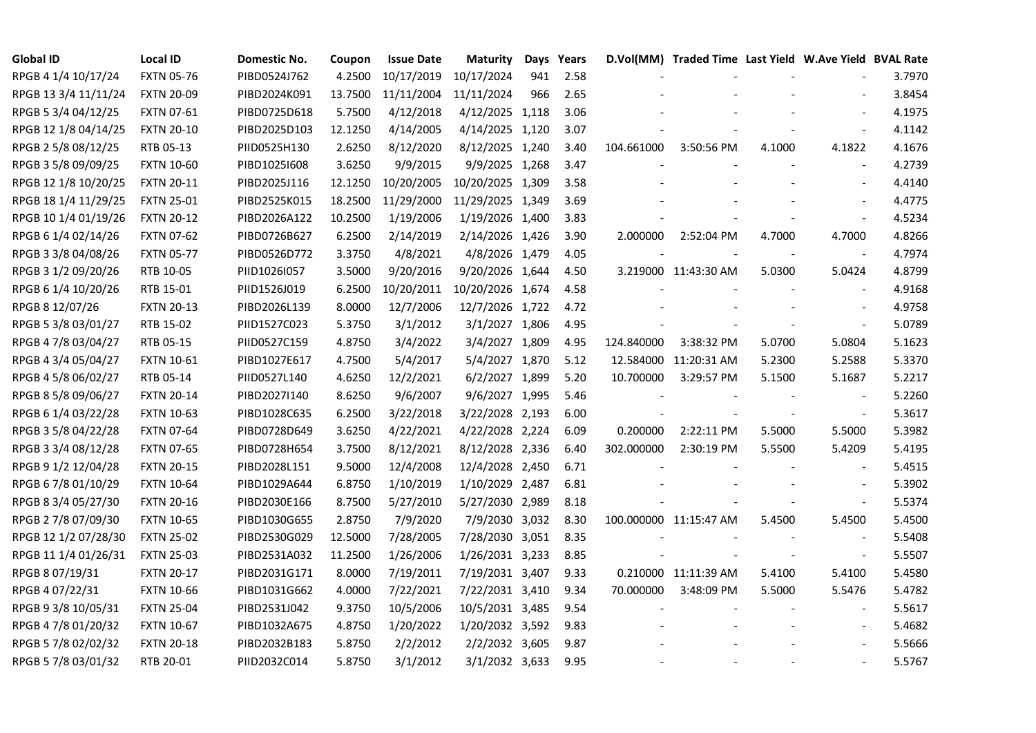| Global ID | Local ID | Domestic No. | Coupon | Issue Date | Maturity | Days | Years | D.Vol(MM) | Traded Time | Last Yield | W.Ave Yield | BVAL Rate |
|---|---|---|---|---|---|---|---|---|---|---|---|---|
| RPGB 4 1/4 10/17/24 | FXTN 05-76 | PIBD0524J762 | 4.2500 | 10/17/2019 | 10/17/2024 | 941 | 2.58 | - | - | - | - | 3.7970 |
| RPGB 13 3/4 11/11/24 | FXTN 20-09 | PIBD2024K091 | 13.7500 | 11/11/2004 | 11/11/2024 | 966 | 2.65 | - | - | - | - | 3.8454 |
| RPGB 5 3/4 04/12/25 | FXTN 07-61 | PIBD0725D618 | 5.7500 | 4/12/2018 | 4/12/2025 | 1,118 | 3.06 | - | - | - | - | 4.1975 |
| RPGB 12 1/8 04/14/25 | FXTN 20-10 | PIBD2025D103 | 12.1250 | 4/14/2005 | 4/14/2025 | 1,120 | 3.07 | - | - | - | - | 4.1142 |
| RPGB 2 5/8 08/12/25 | RTB 05-13 | PIID0525H130 | 2.6250 | 8/12/2020 | 8/12/2025 | 1,240 | 3.40 | 104.661000 | 3:50:56 PM | 4.1000 | 4.1822 | 4.1676 |
| RPGB 3 5/8 09/09/25 | FXTN 10-60 | PIBD1025I608 | 3.6250 | 9/9/2015 | 9/9/2025 | 1,268 | 3.47 | - | - | - | - | 4.2739 |
| RPGB 12 1/8 10/20/25 | FXTN 20-11 | PIBD2025J116 | 12.1250 | 10/20/2005 | 10/20/2025 | 1,309 | 3.58 | - | - | - | - | 4.4140 |
| RPGB 18 1/4 11/29/25 | FXTN 25-01 | PIBD2525K015 | 18.2500 | 11/29/2000 | 11/29/2025 | 1,349 | 3.69 | - | - | - | - | 4.4775 |
| RPGB 10 1/4 01/19/26 | FXTN 20-12 | PIBD2026A122 | 10.2500 | 1/19/2006 | 1/19/2026 | 1,400 | 3.83 | - | - | - | - | 4.5234 |
| RPGB 6 1/4 02/14/26 | FXTN 07-62 | PIBD0726B627 | 6.2500 | 2/14/2019 | 2/14/2026 | 1,426 | 3.90 | 2.000000 | 2:52:04 PM | 4.7000 | 4.7000 | 4.8266 |
| RPGB 3 3/8 04/08/26 | FXTN 05-77 | PIBD0526D772 | 3.3750 | 4/8/2021 | 4/8/2026 | 1,479 | 4.05 | - | - | - | - | 4.7974 |
| RPGB 3 1/2 09/20/26 | RTB 10-05 | PIID1026I057 | 3.5000 | 9/20/2016 | 9/20/2026 | 1,644 | 4.50 | 3.219000 | 11:43:30 AM | 5.0300 | 5.0424 | 4.8799 |
| RPGB 6 1/4 10/20/26 | RTB 15-01 | PIID1526J019 | 6.2500 | 10/20/2011 | 10/20/2026 | 1,674 | 4.58 | - | - | - | - | 4.9168 |
| RPGB 8 12/07/26 | FXTN 20-13 | PIBD2026L139 | 8.0000 | 12/7/2006 | 12/7/2026 | 1,722 | 4.72 | - | - | - | - | 4.9758 |
| RPGB 5 3/8 03/01/27 | RTB 15-02 | PIID1527C023 | 5.3750 | 3/1/2012 | 3/1/2027 | 1,806 | 4.95 | - | - | - | - | 5.0789 |
| RPGB 4 7/8 03/04/27 | RTB 05-15 | PIID0527C159 | 4.8750 | 3/4/2022 | 3/4/2027 | 1,809 | 4.95 | 124.840000 | 3:38:32 PM | 5.0700 | 5.0804 | 5.1623 |
| RPGB 4 3/4 05/04/27 | FXTN 10-61 | PIBD1027E617 | 4.7500 | 5/4/2017 | 5/4/2027 | 1,870 | 5.12 | 12.584000 | 11:20:31 AM | 5.2300 | 5.2588 | 5.3370 |
| RPGB 4 5/8 06/02/27 | RTB 05-14 | PIID0527L140 | 4.6250 | 12/2/2021 | 6/2/2027 | 1,899 | 5.20 | 10.700000 | 3:29:57 PM | 5.1500 | 5.1687 | 5.2217 |
| RPGB 8 5/8 09/06/27 | FXTN 20-14 | PIBD2027I140 | 8.6250 | 9/6/2007 | 9/6/2027 | 1,995 | 5.46 | - | - | - | - | 5.2260 |
| RPGB 6 1/4 03/22/28 | FXTN 10-63 | PIBD1028C635 | 6.2500 | 3/22/2018 | 3/22/2028 | 2,193 | 6.00 | - | - | - | - | 5.3617 |
| RPGB 3 5/8 04/22/28 | FXTN 07-64 | PIBD0728D649 | 3.6250 | 4/22/2021 | 4/22/2028 | 2,224 | 6.09 | 0.200000 | 2:22:11 PM | 5.5000 | 5.5000 | 5.3982 |
| RPGB 3 3/4 08/12/28 | FXTN 07-65 | PIBD0728H654 | 3.7500 | 8/12/2021 | 8/12/2028 | 2,336 | 6.40 | 302.000000 | 2:30:19 PM | 5.5500 | 5.4209 | 5.4195 |
| RPGB 9 1/2 12/04/28 | FXTN 20-15 | PIBD2028L151 | 9.5000 | 12/4/2008 | 12/4/2028 | 2,450 | 6.71 | - | - | - | - | 5.4515 |
| RPGB 6 7/8 01/10/29 | FXTN 10-64 | PIBD1029A644 | 6.8750 | 1/10/2019 | 1/10/2029 | 2,487 | 6.81 | - | - | - | - | 5.3902 |
| RPGB 8 3/4 05/27/30 | FXTN 20-16 | PIBD2030E166 | 8.7500 | 5/27/2010 | 5/27/2030 | 2,989 | 8.18 | - | - | - | - | 5.5374 |
| RPGB 2 7/8 07/09/30 | FXTN 10-65 | PIBD1030G655 | 2.8750 | 7/9/2020 | 7/9/2030 | 3,032 | 8.30 | 100.000000 | 11:15:47 AM | 5.4500 | 5.4500 | 5.4500 |
| RPGB 12 1/2 07/28/30 | FXTN 25-02 | PIBD2530G029 | 12.5000 | 7/28/2005 | 7/28/2030 | 3,051 | 8.35 | - | - | - | - | 5.5408 |
| RPGB 11 1/4 01/26/31 | FXTN 25-03 | PIBD2531A032 | 11.2500 | 1/26/2006 | 1/26/2031 | 3,233 | 8.85 | - | - | - | - | 5.5507 |
| RPGB 8 07/19/31 | FXTN 20-17 | PIBD2031G171 | 8.0000 | 7/19/2011 | 7/19/2031 | 3,407 | 9.33 | 0.210000 | 11:11:39 AM | 5.4100 | 5.4100 | 5.4580 |
| RPGB 4 07/22/31 | FXTN 10-66 | PIBD1031G662 | 4.0000 | 7/22/2021 | 7/22/2031 | 3,410 | 9.34 | 70.000000 | 3:48:09 PM | 5.5000 | 5.5476 | 5.4782 |
| RPGB 9 3/8 10/05/31 | FXTN 25-04 | PIBD2531J042 | 9.3750 | 10/5/2006 | 10/5/2031 | 3,485 | 9.54 | - | - | - | - | 5.5617 |
| RPGB 4 7/8 01/20/32 | FXTN 10-67 | PIBD1032A675 | 4.8750 | 1/20/2022 | 1/20/2032 | 3,592 | 9.83 | - | - | - | - | 5.4682 |
| RPGB 5 7/8 02/02/32 | FXTN 20-18 | PIBD2032B183 | 5.8750 | 2/2/2012 | 2/2/2032 | 3,605 | 9.87 | - | - | - | - | 5.5666 |
| RPGB 5 7/8 03/01/32 | RTB 20-01 | PIID2032C014 | 5.8750 | 3/1/2012 | 3/1/2032 | 3,633 | 9.95 | - | - | - | - | 5.5767 |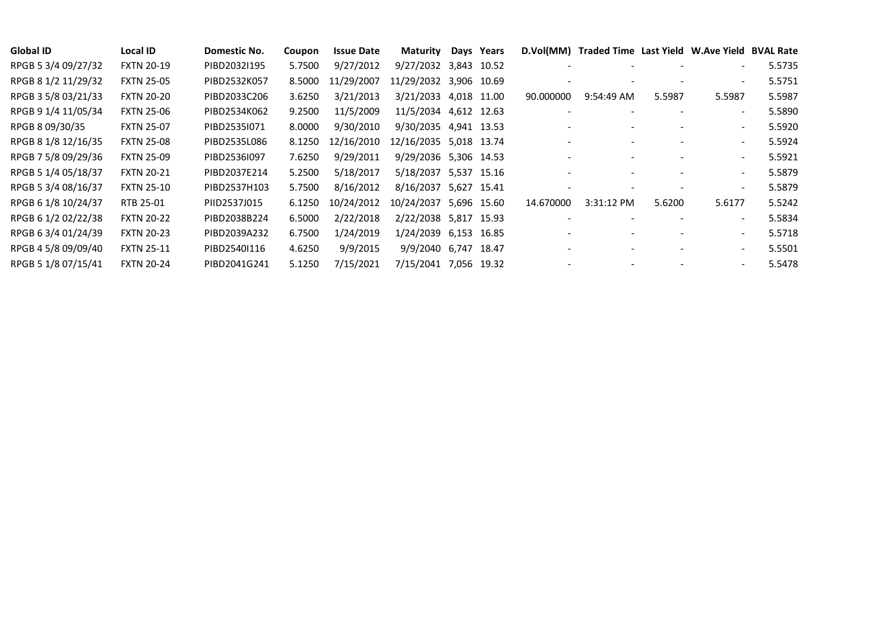| Global ID | Local ID | Domestic No. | Coupon | Issue Date | Maturity | Days | Years | D.Vol(MM) | Traded Time | Last Yield | W.Ave Yield | BVAL Rate |
|---|---|---|---|---|---|---|---|---|---|---|---|---|
| RPGB 5 3/4 09/27/32 | FXTN 20-19 | PIBD2032I195 | 5.7500 | 9/27/2012 | 9/27/2032 | 3,843 | 10.52 | - | - | - | - | 5.5735 |
| RPGB 8 1/2 11/29/32 | FXTN 25-05 | PIBD2532K057 | 8.5000 | 11/29/2007 | 11/29/2032 | 3,906 | 10.69 | - | - | - | - | 5.5751 |
| RPGB 3 5/8 03/21/33 | FXTN 20-20 | PIBD2033C206 | 3.6250 | 3/21/2013 | 3/21/2033 | 4,018 | 11.00 | 90.000000 | 9:54:49 AM | 5.5987 | 5.5987 | 5.5987 |
| RPGB 9 1/4 11/05/34 | FXTN 25-06 | PIBD2534K062 | 9.2500 | 11/5/2009 | 11/5/2034 | 4,612 | 12.63 | - | - | - | - | 5.5890 |
| RPGB 8 09/30/35 | FXTN 25-07 | PIBD2535I071 | 8.0000 | 9/30/2010 | 9/30/2035 | 4,941 | 13.53 | - | - | - | - | 5.5920 |
| RPGB 8 1/8 12/16/35 | FXTN 25-08 | PIBD2535L086 | 8.1250 | 12/16/2010 | 12/16/2035 | 5,018 | 13.74 | - | - | - | - | 5.5924 |
| RPGB 7 5/8 09/29/36 | FXTN 25-09 | PIBD2536I097 | 7.6250 | 9/29/2011 | 9/29/2036 | 5,306 | 14.53 | - | - | - | - | 5.5921 |
| RPGB 5 1/4 05/18/37 | FXTN 20-21 | PIBD2037E214 | 5.2500 | 5/18/2017 | 5/18/2037 | 5,537 | 15.16 | - | - | - | - | 5.5879 |
| RPGB 5 3/4 08/16/37 | FXTN 25-10 | PIBD2537H103 | 5.7500 | 8/16/2012 | 8/16/2037 | 5,627 | 15.41 | - | - | - | - | 5.5879 |
| RPGB 6 1/8 10/24/37 | RTB 25-01 | PIID2537J015 | 6.1250 | 10/24/2012 | 10/24/2037 | 5,696 | 15.60 | 14.670000 | 3:31:12 PM | 5.6200 | 5.6177 | 5.5242 |
| RPGB 6 1/2 02/22/38 | FXTN 20-22 | PIBD2038B224 | 6.5000 | 2/22/2018 | 2/22/2038 | 5,817 | 15.93 | - | - | - | - | 5.5834 |
| RPGB 6 3/4 01/24/39 | FXTN 20-23 | PIBD2039A232 | 6.7500 | 1/24/2019 | 1/24/2039 | 6,153 | 16.85 | - | - | - | - | 5.5718 |
| RPGB 4 5/8 09/09/40 | FXTN 25-11 | PIBD2540I116 | 4.6250 | 9/9/2015 | 9/9/2040 | 6,747 | 18.47 | - | - | - | - | 5.5501 |
| RPGB 5 1/8 07/15/41 | FXTN 20-24 | PIBD2041G241 | 5.1250 | 7/15/2021 | 7/15/2041 | 7,056 | 19.32 | - | - | - | - | 5.5478 |